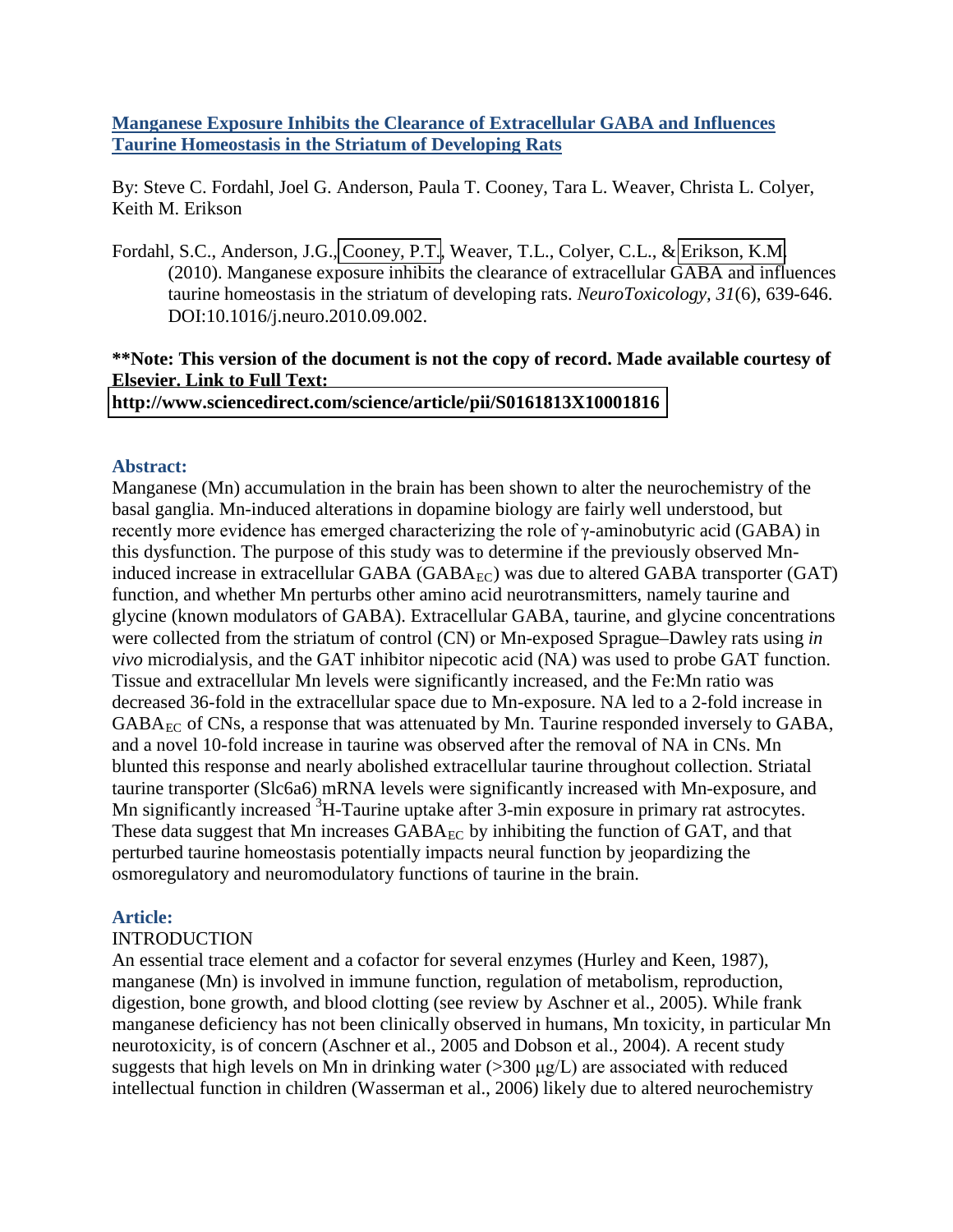## Manganese Exposure Inhibits the Clearance of Extracellular GABA and Influences Taurine Homeostasis in the Striatum of Developing Rats

By: Steve C. Fordahl, Joel G. Anderson, Paula T. Cooney, Tara L. Weaver, Christa L. Colyer, Keith M. Erikson

Fordahl, S.C., Anderson, J.G., Cooney, P.T., Weaver, T.L., Colyer, C.L., & Erikson, K.M. (2010). Manganese exposure inhibits the clearance of extracellular GABA and influences taurine homeostasis in the striatum of developing rats. *NeuroToxicology, 31*(6), 639-646. DOI:10.1016/j.neuro.2010.09.002.

**\*\*Note: This version of the document is not the copy of record. Made available courtesy of Elsevier. Link to Full Text: http://www.sciencedirect.com/science/article/pii/S0161813X10001816**

### Abstract:

Manganese (Mn) accumulation in the brain has been shown to alter the neurochemistry of the basal ganglia. Mn-induced alterations in dopamine biology are fairly well understood, but recently more evidence has emerged characterizing the role of γ-aminobutyric acid (GABA) in this dysfunction. The purpose of this study was to determine if the previously observed Mn-induced increase in extracellular GABA ($GABA_{EC}$) was due to altered GABA transporter (GAT) function, and whether Mn perturbs other amino acid neurotransmitters, namely taurine and glycine (known modulators of GABA). Extracellular GABA, taurine, and glycine concentrations were collected from the striatum of control (CN) or Mn-exposed Sprague–Dawley rats using *in vivo* microdialysis, and the GAT inhibitor nipecotic acid (NA) was used to probe GAT function. Tissue and extracellular Mn levels were significantly increased, and the Fe:Mn ratio was decreased 36-fold in the extracellular space due to Mn-exposure. NA led to a 2-fold increase in $GABA_{EC}$ of CNs, a response that was attenuated by Mn. Taurine responded inversely to GABA, and a novel 10-fold increase in taurine was observed after the removal of NA in CNs. Mn blunted this response and nearly abolished extracellular taurine throughout collection. Striatal taurine transporter (Slc6a6) mRNA levels were significantly increased with Mn-exposure, and Mn significantly increased $^{3}$H-Taurine uptake after 3-min exposure in primary rat astrocytes. These data suggest that Mn increases $GABA_{EC}$ by inhibiting the function of GAT, and that perturbed taurine homeostasis potentially impacts neural function by jeopardizing the osmoregulatory and neuromodulatory functions of taurine in the brain.

### Article:

INTRODUCTION

An essential trace element and a cofactor for several enzymes (Hurley and Keen, 1987), manganese (Mn) is involved in immune function, regulation of metabolism, reproduction, digestion, bone growth, and blood clotting (see review by Aschner et al., 2005). While frank manganese deficiency has not been clinically observed in humans, Mn toxicity, in particular Mn neurotoxicity, is of concern (Aschner et al., 2005 and Dobson et al., 2004). A recent study suggests that high levels on Mn in drinking water (>300 μg/L) are associated with reduced intellectual function in children (Wasserman et al., 2006) likely due to altered neurochemistry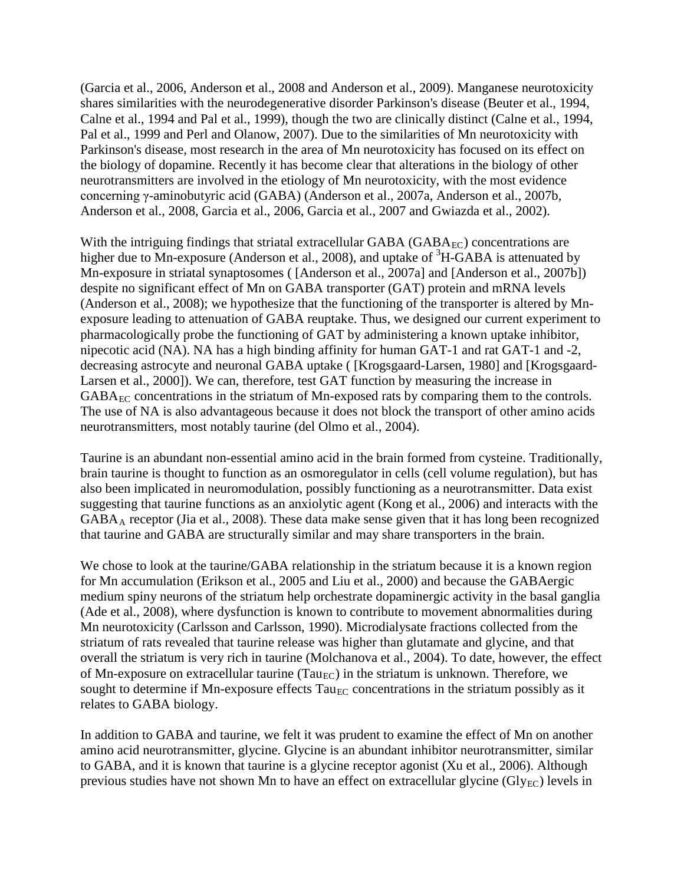(Garcia et al., 2006, Anderson et al., 2008 and Anderson et al., 2009). Manganese neurotoxicity shares similarities with the neurodegenerative disorder Parkinson's disease (Beuter et al., 1994, Calne et al., 1994 and Pal et al., 1999), though the two are clinically distinct (Calne et al., 1994, Pal et al., 1999 and Perl and Olanow, 2007). Due to the similarities of Mn neurotoxicity with Parkinson's disease, most research in the area of Mn neurotoxicity has focused on its effect on the biology of dopamine. Recently it has become clear that alterations in the biology of other neurotransmitters are involved in the etiology of Mn neurotoxicity, with the most evidence concerning γ-aminobutyric acid (GABA) (Anderson et al., 2007a, Anderson et al., 2007b, Anderson et al., 2008, Garcia et al., 2006, Garcia et al., 2007 and Gwiazda et al., 2002).

With the intriguing findings that striatal extracellular GABA ($GABA_{EC}$) concentrations are higher due to Mn-exposure (Anderson et al., 2008), and uptake of $^3$H-GABA is attenuated by Mn-exposure in striatal synaptosomes ( [Anderson et al., 2007a] and [Anderson et al., 2007b]) despite no significant effect of Mn on GABA transporter (GAT) protein and mRNA levels (Anderson et al., 2008); we hypothesize that the functioning of the transporter is altered by Mn-exposure leading to attenuation of GABA reuptake. Thus, we designed our current experiment to pharmacologically probe the functioning of GAT by administering a known uptake inhibitor, nipecotic acid (NA). NA has a high binding affinity for human GAT-1 and rat GAT-1 and -2, decreasing astrocyte and neuronal GABA uptake ( [Krogsgaard-Larsen, 1980] and [Krogsgaard-Larsen et al., 2000]). We can, therefore, test GAT function by measuring the increase in $GABA_{EC}$ concentrations in the striatum of Mn-exposed rats by comparing them to the controls. The use of NA is also advantageous because it does not block the transport of other amino acids neurotransmitters, most notably taurine (del Olmo et al., 2004).

Taurine is an abundant non-essential amino acid in the brain formed from cysteine. Traditionally, brain taurine is thought to function as an osmoregulator in cells (cell volume regulation), but has also been implicated in neuromodulation, possibly functioning as a neurotransmitter. Data exist suggesting that taurine functions as an anxiolytic agent (Kong et al., 2006) and interacts with the $GABA_A$ receptor (Jia et al., 2008). These data make sense given that it has long been recognized that taurine and GABA are structurally similar and may share transporters in the brain.

We chose to look at the taurine/GABA relationship in the striatum because it is a known region for Mn accumulation (Erikson et al., 2005 and Liu et al., 2000) and because the GABAergic medium spiny neurons of the striatum help orchestrate dopaminergic activity in the basal ganglia (Ade et al., 2008), where dysfunction is known to contribute to movement abnormalities during Mn neurotoxicity (Carlsson and Carlsson, 1990). Microdialysate fractions collected from the striatum of rats revealed that taurine release was higher than glutamate and glycine, and that overall the striatum is very rich in taurine (Molchanova et al., 2004). To date, however, the effect of Mn-exposure on extracellular taurine ($Tau_{EC}$) in the striatum is unknown. Therefore, we sought to determine if Mn-exposure effects $Tau_{EC}$ concentrations in the striatum possibly as it relates to GABA biology.

In addition to GABA and taurine, we felt it was prudent to examine the effect of Mn on another amino acid neurotransmitter, glycine. Glycine is an abundant inhibitor neurotransmitter, similar to GABA, and it is known that taurine is a glycine receptor agonist (Xu et al., 2006). Although previous studies have not shown Mn to have an effect on extracellular glycine ($Gly_{EC}$) levels in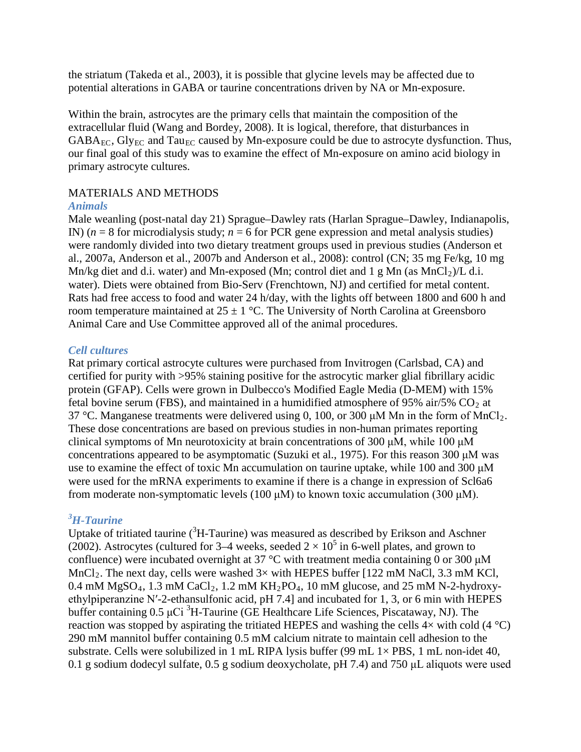the striatum (Takeda et al., 2003), it is possible that glycine levels may be affected due to potential alterations in GABA or taurine concentrations driven by NA or Mn-exposure.

Within the brain, astrocytes are the primary cells that maintain the composition of the extracellular fluid (Wang and Bordey, 2008). It is logical, therefore, that disturbances in $GABA_{EC}$, $Gly_{EC}$ and $Tau_{EC}$ caused by Mn-exposure could be due to astrocyte dysfunction. Thus, our final goal of this study was to examine the effect of Mn-exposure on amino acid biology in primary astrocyte cultures.

## MATERIALS AND METHODS

### *Animals*

Male weanling (post-natal day 21) Sprague–Dawley rats (Harlan Sprague–Dawley, Indianapolis, IN) ($n = 8$ for microdialysis study; $n = 6$ for PCR gene expression and metal analysis studies) were randomly divided into two dietary treatment groups used in previous studies (Anderson et al., 2007a, Anderson et al., 2007b and Anderson et al., 2008): control (CN; 35 mg Fe/kg, 10 mg Mn/kg diet and d.i. water) and Mn-exposed (Mn; control diet and 1 g Mn (as $MnCl_2$)/L d.i. water). Diets were obtained from Bio-Serv (Frenchtown, NJ) and certified for metal content. Rats had free access to food and water 24 h/day, with the lights off between 1800 and 600 h and room temperature maintained at 25 ± 1 °C. The University of North Carolina at Greensboro Animal Care and Use Committee approved all of the animal procedures.

### *Cell cultures*

Rat primary cortical astrocyte cultures were purchased from Invitrogen (Carlsbad, CA) and certified for purity with >95% staining positive for the astrocytic marker glial fibrillary acidic protein (GFAP). Cells were grown in Dulbecco's Modified Eagle Media (D-MEM) with 15% fetal bovine serum (FBS), and maintained in a humidified atmosphere of 95% air/5% $CO_2$ at 37 °C. Manganese treatments were delivered using 0, 100, or 300 μM Mn in the form of $MnCl_2$. These dose concentrations are based on previous studies in non-human primates reporting clinical symptoms of Mn neurotoxicity at brain concentrations of 300 μM, while 100 μM concentrations appeared to be asymptomatic (Suzuki et al., 1975). For this reason 300 μM was use to examine the effect of toxic Mn accumulation on taurine uptake, while 100 and 300 μM were used for the mRNA experiments to examine if there is a change in expression of Scl6a6 from moderate non-symptomatic levels (100 μM) to known toxic accumulation (300 μM).

### *$^{3}$H-Taurine*

Uptake of tritiated taurine ($^{3}$H-Taurine) was measured as described by Erikson and Aschner (2002). Astrocytes (cultured for 3–4 weeks, seeded $2 \times 10^5$ in 6-well plates, and grown to confluence) were incubated overnight at 37 °C with treatment media containing 0 or 300 μM $MnCl_2$. The next day, cells were washed 3× with HEPES buffer [122 mM NaCl, 3.3 mM KCl, 0.4 mM $MgSO_4$, 1.3 mM $CaCl_2$, 1.2 mM $KH_2PO_4$, 10 mM glucose, and 25 mM N-2-hydroxy-ethylpiperanzine N′-2-ethansulfonic acid, pH 7.4] and incubated for 1, 3, or 6 min with HEPES buffer containing 0.5 μCi $^{3}$H-Taurine (GE Healthcare Life Sciences, Piscataway, NJ). The reaction was stopped by aspirating the tritiated HEPES and washing the cells 4× with cold (4 °C) 290 mM mannitol buffer containing 0.5 mM calcium nitrate to maintain cell adhesion to the substrate. Cells were solubilized in 1 mL RIPA lysis buffer (99 mL 1× PBS, 1 mL non-idet 40, 0.1 g sodium dodecyl sulfate, 0.5 g sodium deoxycholate, pH 7.4) and 750 μL aliquots were used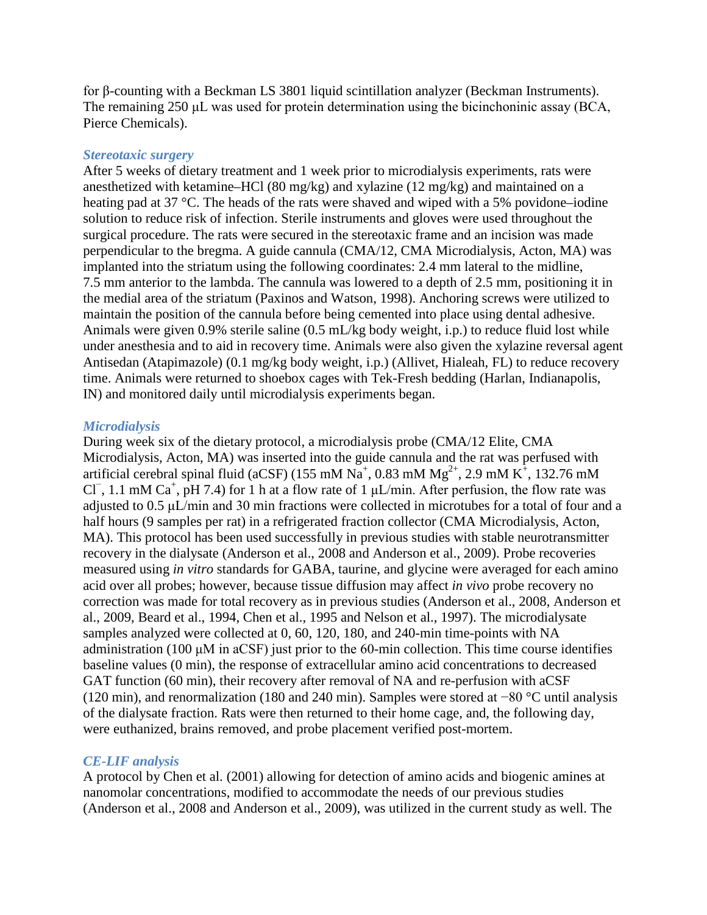for β-counting with a Beckman LS 3801 liquid scintillation analyzer (Beckman Instruments). The remaining 250 μL was used for protein determination using the bicinchoninic assay (BCA, Pierce Chemicals).

### *Stereotaxic surgery*

After 5 weeks of dietary treatment and 1 week prior to microdialysis experiments, rats were anesthetized with ketamine–HCl (80 mg/kg) and xylazine (12 mg/kg) and maintained on a heating pad at 37 °C. The heads of the rats were shaved and wiped with a 5% povidone–iodine solution to reduce risk of infection. Sterile instruments and gloves were used throughout the surgical procedure. The rats were secured in the stereotaxic frame and an incision was made perpendicular to the bregma. A guide cannula (CMA/12, CMA Microdialysis, Acton, MA) was implanted into the striatum using the following coordinates: 2.4 mm lateral to the midline, 7.5 mm anterior to the lambda. The cannula was lowered to a depth of 2.5 mm, positioning it in the medial area of the striatum (Paxinos and Watson, 1998). Anchoring screws were utilized to maintain the position of the cannula before being cemented into place using dental adhesive. Animals were given 0.9% sterile saline (0.5 mL/kg body weight, i.p.) to reduce fluid lost while under anesthesia and to aid in recovery time. Animals were also given the xylazine reversal agent Antisedan (Atapimazole) (0.1 mg/kg body weight, i.p.) (Allivet, Hialeah, FL) to reduce recovery time. Animals were returned to shoebox cages with Tek-Fresh bedding (Harlan, Indianapolis, IN) and monitored daily until microdialysis experiments began.

### *Microdialysis*

During week six of the dietary protocol, a microdialysis probe (CMA/12 Elite, CMA Microdialysis, Acton, MA) was inserted into the guide cannula and the rat was perfused with artificial cerebral spinal fluid (aCSF) (155 mM $Na^+$, 0.83 mM $Mg^{2+}$, 2.9 mM $K^+$, 132.76 mM $Cl^-$, 1.1 mM $Ca^+$, pH 7.4) for 1 h at a flow rate of 1 μL/min. After perfusion, the flow rate was adjusted to 0.5 μL/min and 30 min fractions were collected in microtubes for a total of four and a half hours (9 samples per rat) in a refrigerated fraction collector (CMA Microdialysis, Acton, MA). This protocol has been used successfully in previous studies with stable neurotransmitter recovery in the dialysate (Anderson et al., 2008 and Anderson et al., 2009). Probe recoveries measured using *in vitro* standards for GABA, taurine, and glycine were averaged for each amino acid over all probes; however, because tissue diffusion may affect *in vivo* probe recovery no correction was made for total recovery as in previous studies (Anderson et al., 2008, Anderson et al., 2009, Beard et al., 1994, Chen et al., 1995 and Nelson et al., 1997). The microdialysate samples analyzed were collected at 0, 60, 120, 180, and 240-min time-points with NA administration (100 μM in aCSF) just prior to the 60-min collection. This time course identifies baseline values (0 min), the response of extracellular amino acid concentrations to decreased GAT function (60 min), their recovery after removal of NA and re-perfusion with aCSF (120 min), and renormalization (180 and 240 min). Samples were stored at −80 °C until analysis of the dialysate fraction. Rats were then returned to their home cage, and, the following day, were euthanized, brains removed, and probe placement verified post-mortem.

### *CE-LIF analysis*

A protocol by Chen et al. (2001) allowing for detection of amino acids and biogenic amines at nanomolar concentrations, modified to accommodate the needs of our previous studies (Anderson et al., 2008 and Anderson et al., 2009), was utilized in the current study as well. The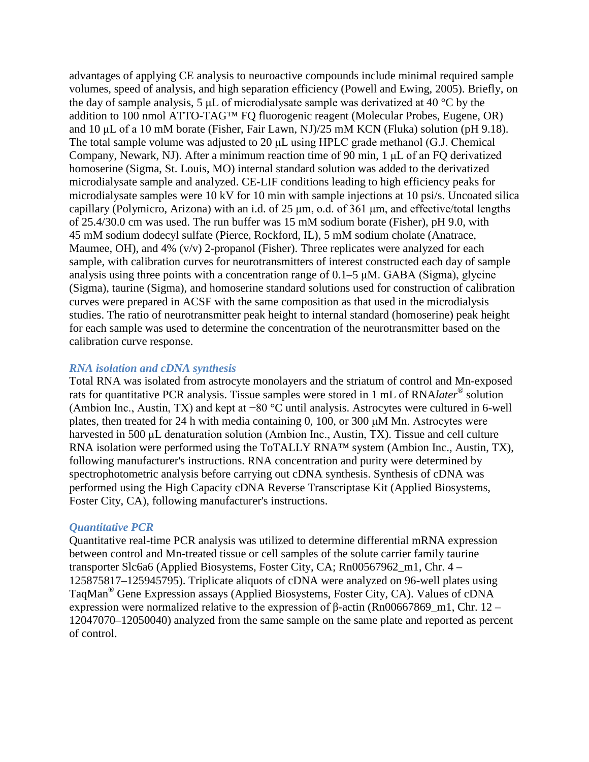advantages of applying CE analysis to neuroactive compounds include minimal required sample volumes, speed of analysis, and high separation efficiency (Powell and Ewing, 2005). Briefly, on the day of sample analysis, 5 μL of microdialysate sample was derivatized at 40 °C by the addition to 100 nmol ATTO-TAG™ FQ fluorogenic reagent (Molecular Probes, Eugene, OR) and 10 μL of a 10 mM borate (Fisher, Fair Lawn, NJ)/25 mM KCN (Fluka) solution (pH 9.18). The total sample volume was adjusted to 20 μL using HPLC grade methanol (G.J. Chemical Company, Newark, NJ). After a minimum reaction time of 90 min, 1 μL of an FQ derivatized homoserine (Sigma, St. Louis, MO) internal standard solution was added to the derivatized microdialysate sample and analyzed. CE-LIF conditions leading to high efficiency peaks for microdialysate samples were 10 kV for 10 min with sample injections at 10 psi/s. Uncoated silica capillary (Polymicro, Arizona) with an i.d. of 25 μm, o.d. of 361 μm, and effective/total lengths of 25.4/30.0 cm was used. The run buffer was 15 mM sodium borate (Fisher), pH 9.0, with 45 mM sodium dodecyl sulfate (Pierce, Rockford, IL), 5 mM sodium cholate (Anatrace, Maumee, OH), and 4% (v/v) 2-propanol (Fisher). Three replicates were analyzed for each sample, with calibration curves for neurotransmitters of interest constructed each day of sample analysis using three points with a concentration range of 0.1–5 μM. GABA (Sigma), glycine (Sigma), taurine (Sigma), and homoserine standard solutions used for construction of calibration curves were prepared in ACSF with the same composition as that used in the microdialysis studies. The ratio of neurotransmitter peak height to internal standard (homoserine) peak height for each sample was used to determine the concentration of the neurotransmitter based on the calibration curve response.

### *RNA isolation and cDNA synthesis*

Total RNA was isolated from astrocyte monolayers and the striatum of control and Mn-exposed rats for quantitative PCR analysis. Tissue samples were stored in 1 mL of RNA*later*® solution (Ambion Inc., Austin, TX) and kept at −80 °C until analysis. Astrocytes were cultured in 6-well plates, then treated for 24 h with media containing 0, 100, or 300 μM Mn. Astrocytes were harvested in 500 μL denaturation solution (Ambion Inc., Austin, TX). Tissue and cell culture RNA isolation were performed using the ToTALLY RNA™ system (Ambion Inc., Austin, TX), following manufacturer's instructions. RNA concentration and purity were determined by spectrophotometric analysis before carrying out cDNA synthesis. Synthesis of cDNA was performed using the High Capacity cDNA Reverse Transcriptase Kit (Applied Biosystems, Foster City, CA), following manufacturer's instructions.

### *Quantitative PCR*

Quantitative real-time PCR analysis was utilized to determine differential mRNA expression between control and Mn-treated tissue or cell samples of the solute carrier family taurine transporter Slc6a6 (Applied Biosystems, Foster City, CA; Rn00567962_m1, Chr. 4 – 125875817–125945795). Triplicate aliquots of cDNA were analyzed on 96-well plates using TaqMan® Gene Expression assays (Applied Biosystems, Foster City, CA). Values of cDNA expression were normalized relative to the expression of β-actin (Rn00667869_m1, Chr. 12 – 12047070–12050040) analyzed from the same sample on the same plate and reported as percent of control.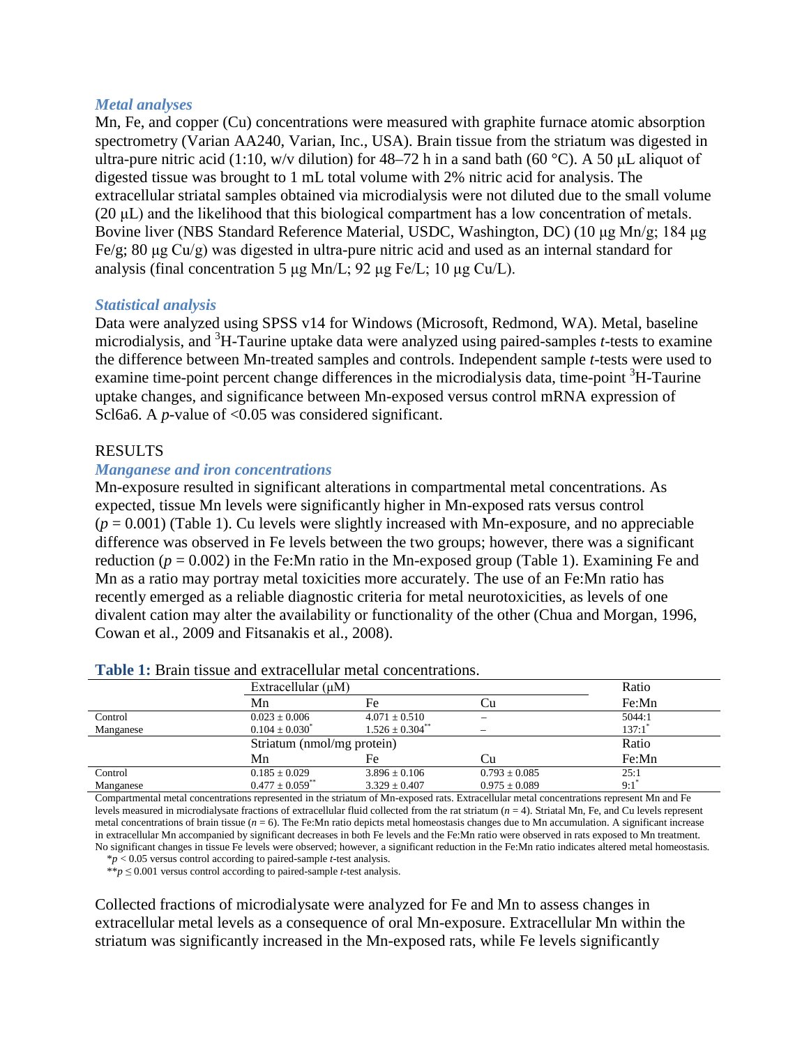### *Metal analyses*

Mn, Fe, and copper (Cu) concentrations were measured with graphite furnace atomic absorption spectrometry (Varian AA240, Varian, Inc., USA). Brain tissue from the striatum was digested in ultra-pure nitric acid (1:10, w/v dilution) for 48–72 h in a sand bath (60 °C). A 50 μL aliquot of digested tissue was brought to 1 mL total volume with 2% nitric acid for analysis. The extracellular striatal samples obtained via microdialysis were not diluted due to the small volume (20 μL) and the likelihood that this biological compartment has a low concentration of metals. Bovine liver (NBS Standard Reference Material, USDC, Washington, DC) (10 μg Mn/g; 184 μg Fe/g; 80 μg Cu/g) was digested in ultra-pure nitric acid and used as an internal standard for analysis (final concentration 5 μg Mn/L; 92 μg Fe/L; 10 μg Cu/L).

### *Statistical analysis*

Data were analyzed using SPSS v14 for Windows (Microsoft, Redmond, WA). Metal, baseline microdialysis, and $^{3}$H-Taurine uptake data were analyzed using paired-samples *t*-tests to examine the difference between Mn-treated samples and controls. Independent sample *t*-tests were used to examine time-point percent change differences in the microdialysis data, time-point $^{3}$H-Taurine uptake changes, and significance between Mn-exposed versus control mRNA expression of Scl6a6. A *p*-value of <0.05 was considered significant.

## RESULTS

### *Manganese and iron concentrations*

Mn-exposure resulted in significant alterations in compartmental metal concentrations. As expected, tissue Mn levels were significantly higher in Mn-exposed rats versus control ($p = 0.001$) (Table 1). Cu levels were slightly increased with Mn-exposure, and no appreciable difference was observed in Fe levels between the two groups; however, there was a significant reduction ($p = 0.002$) in the Fe:Mn ratio in the Mn-exposed group (Table 1). Examining Fe and Mn as a ratio may portray metal toxicities more accurately. The use of an Fe:Mn ratio has recently emerged as a reliable diagnostic criteria for metal neurotoxicities, as levels of one divalent cation may alter the availability or functionality of the other (Chua and Morgan, 1996, Cowan et al., 2009 and Fitsanakis et al., 2008).

**Table 1:** Brain tissue and extracellular metal concentrations.

| | Extracellular (μM) | | | Ratio |
|---|---|---|---|---|
| | Mn | Fe | Cu | Fe:Mn |
| Control | 0.023 ± 0.006 | 4.071 ± 0.510 | – | 5044:1 |
| Manganese | 0.104 ± 0.030* | 1.526 ± 0.304** | – | 137:1* |
| | **Striatum (nmol/mg protein)** | | | **Ratio** |
| | Mn | Fe | Cu | Fe:Mn |
| Control | 0.185 ± 0.029 | 3.896 ± 0.106 | 0.793 ± 0.085 | 25:1 |
| Manganese | 0.477 ± 0.059** | 3.329 ± 0.407 | 0.975 ± 0.089 | 9:1* |

Compartmental metal concentrations represented in the striatum of Mn-exposed rats. Extracellular metal concentrations represent Mn and Fe levels measured in microdialysate fractions of extracellular fluid collected from the rat striatum ($n = 4$). Striatal Mn, Fe, and Cu levels represent metal concentrations of brain tissue ($n = 6$). The Fe:Mn ratio depicts metal homeostasis changes due to Mn accumulation. A significant increase in extracellular Mn accompanied by significant decreases in both Fe levels and the Fe:Mn ratio were observed in rats exposed to Mn treatment. No significant changes in tissue Fe levels were observed; however, a significant reduction in the Fe:Mn ratio indicates altered metal homeostasis.

*$p < 0.05$ versus control according to paired-sample *t*-test analysis.

**$p \leq 0.001$ versus control according to paired-sample *t*-test analysis.

Collected fractions of microdialysate were analyzed for Fe and Mn to assess changes in extracellular metal levels as a consequence of oral Mn-exposure. Extracellular Mn within the striatum was significantly increased in the Mn-exposed rats, while Fe levels significantly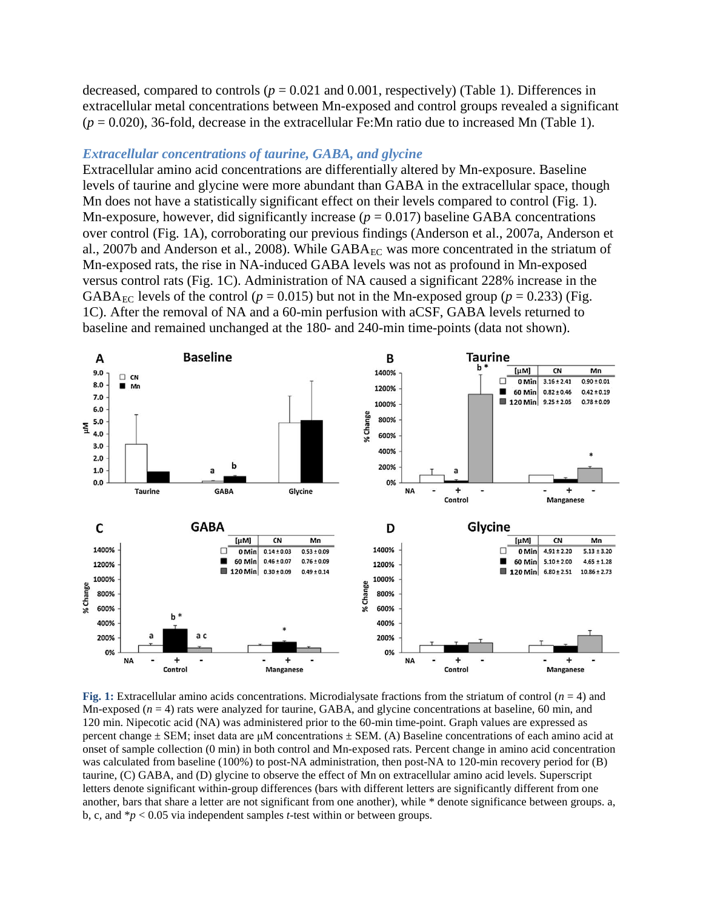decreased, compared to controls ($p = 0.021$ and $0.001$, respectively) (Table 1). Differences in extracellular metal concentrations between Mn-exposed and control groups revealed a significant ($p = 0.020$), 36-fold, decrease in the extracellular Fe:Mn ratio due to increased Mn (Table 1).

### *Extracellular concentrations of taurine, GABA, and glycine*

Extracellular amino acid concentrations are differentially altered by Mn-exposure. Baseline levels of taurine and glycine were more abundant than GABA in the extracellular space, though Mn does not have a statistically significant effect on their levels compared to control (Fig. 1). Mn-exposure, however, did significantly increase ($p = 0.017$) baseline GABA concentrations over control (Fig. 1A), corroborating our previous findings (Anderson et al., 2007a, Anderson et al., 2007b and Anderson et al., 2008). While $GABA_{EC}$ was more concentrated in the striatum of Mn-exposed rats, the rise in NA-induced GABA levels was not as profound in Mn-exposed versus control rats (Fig. 1C). Administration of NA caused a significant 228% increase in the $GABA_{EC}$ levels of the control ($p = 0.015$) but not in the Mn-exposed group ($p = 0.233$) (Fig. 1C). After the removal of NA and a 60-min perfusion with aCSF, GABA levels returned to baseline and remained unchanged at the 180- and 240-min time-points (data not shown).

**Fig. 1:** Extracellular amino acids concentrations. Microdialysate fractions from the striatum of control ($n = 4$) and Mn-exposed ($n = 4$) rats were analyzed for taurine, GABA, and glycine concentrations at baseline, 60 min, and 120 min. Nipecotic acid (NA) was administered prior to the 60-min time-point. Graph values are expressed as percent change ± SEM; inset data are μM concentrations ± SEM. (A) Baseline concentrations of each amino acid at onset of sample collection (0 min) in both control and Mn-exposed rats. Percent change in amino acid concentration was calculated from baseline (100%) to post-NA administration, then post-NA to 120-min recovery period for (B) taurine, (C) GABA, and (D) glycine to observe the effect of Mn on extracellular amino acid levels. Superscript letters denote significant within-group differences (bars with different letters are significantly different from one another, bars that share a letter are not significant from one another), while * denote significance between groups. a, b, c, and $*p < 0.05$ via independent samples $t$-test within or between groups.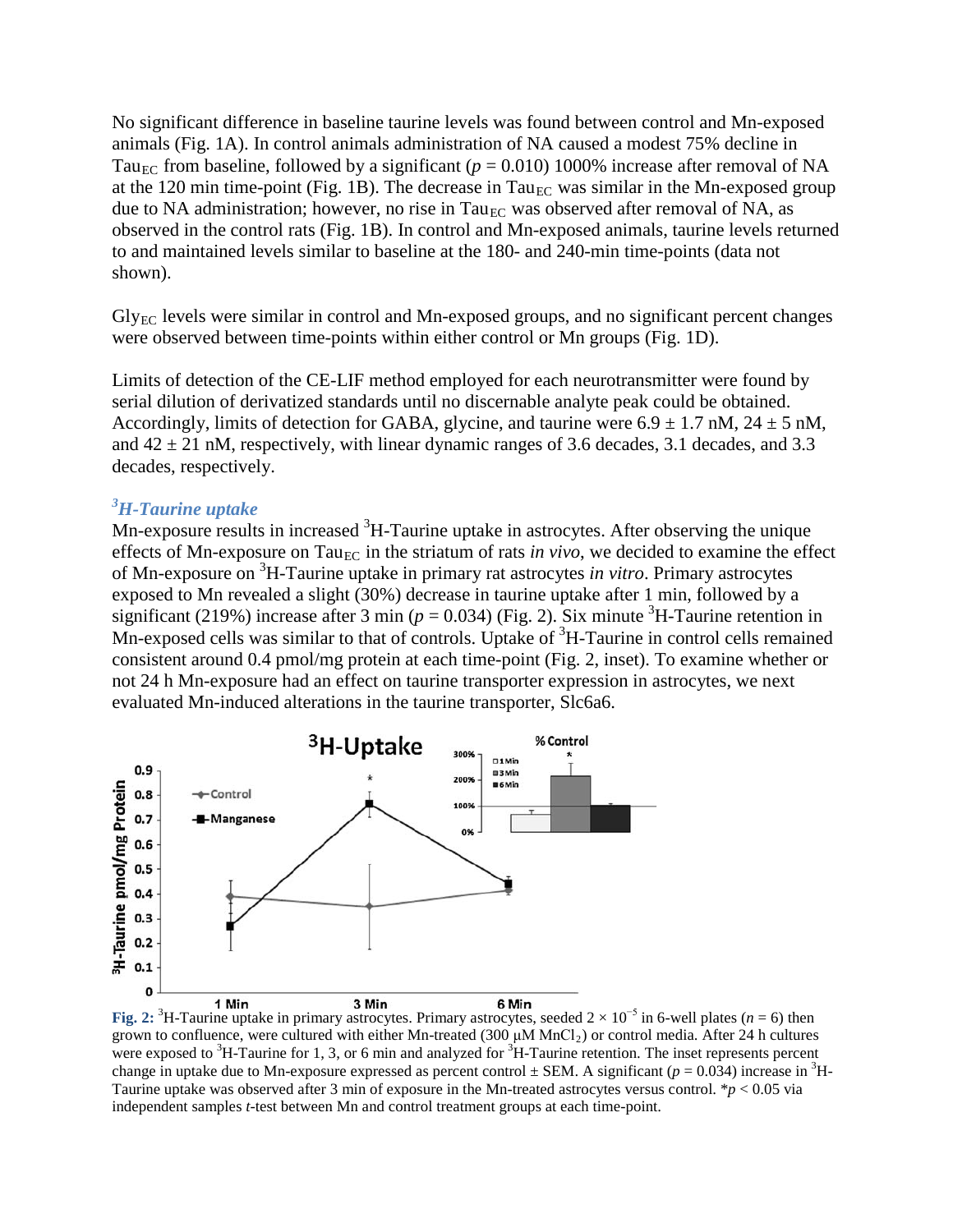No significant difference in baseline taurine levels was found between control and Mn-exposed animals (Fig. 1A). In control animals administration of NA caused a modest 75% decline in $Tau_{EC}$ from baseline, followed by a significant ($p = 0.010$) 1000% increase after removal of NA at the 120 min time-point (Fig. 1B). The decrease in $Tau_{EC}$ was similar in the Mn-exposed group due to NA administration; however, no rise in $Tau_{EC}$ was observed after removal of NA, as observed in the control rats (Fig. 1B). In control and Mn-exposed animals, taurine levels returned to and maintained levels similar to baseline at the 180- and 240-min time-points (data not shown).

$Gly_{EC}$ levels were similar in control and Mn-exposed groups, and no significant percent changes were observed between time-points within either control or Mn groups (Fig. 1D).

Limits of detection of the CE-LIF method employed for each neurotransmitter were found by serial dilution of derivatized standards until no discernable analyte peak could be obtained. Accordingly, limits of detection for GABA, glycine, and taurine were $6.9 \pm 1.7$ nM, $24 \pm 5$ nM, and $42 \pm 21$ nM, respectively, with linear dynamic ranges of 3.6 decades, 3.1 decades, and 3.3 decades, respectively.

### *$^{3}$H-Taurine uptake*

Mn-exposure results in increased $^{3}$H-Taurine uptake in astrocytes. After observing the unique effects of Mn-exposure on $Tau_{EC}$ in the striatum of rats *in vivo*, we decided to examine the effect of Mn-exposure on $^{3}$H-Taurine uptake in primary rat astrocytes *in vitro*. Primary astrocytes exposed to Mn revealed a slight (30%) decrease in taurine uptake after 1 min, followed by a significant (219%) increase after 3 min ($p = 0.034$) (Fig. 2). Six minute $^{3}$H-Taurine retention in Mn-exposed cells was similar to that of controls. Uptake of $^{3}$H-Taurine in control cells remained consistent around 0.4 pmol/mg protein at each time-point (Fig. 2, inset). To examine whether or not 24 h Mn-exposure had an effect on taurine transporter expression in astrocytes, we next evaluated Mn-induced alterations in the taurine transporter, Slc6a6.

**Fig. 2:** $^{3}$H-Taurine uptake in primary astrocytes. Primary astrocytes, seeded $2 \times 10^{-5}$ in 6-well plates ($n = 6$) then grown to confluence, were cultured with either Mn-treated (300 μM $MnCl_2$) or control media. After 24 h cultures were exposed to $^{3}$H-Taurine for 1, 3, or 6 min and analyzed for $^{3}$H-Taurine retention. The inset represents percent change in uptake due to Mn-exposure expressed as percent control ± SEM. A significant ($p = 0.034$) increase in $^{3}$H-Taurine uptake was observed after 3 min of exposure in the Mn-treated astrocytes versus control. *$p < 0.05$ via independent samples *t*-test between Mn and control treatment groups at each time-point.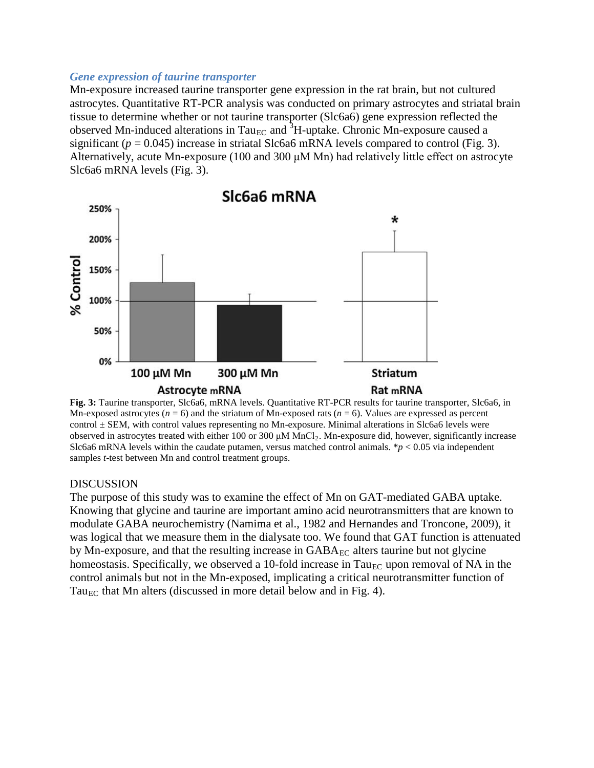### *Gene expression of taurine transporter*

Mn-exposure increased taurine transporter gene expression in the rat brain, but not cultured astrocytes. Quantitative RT-PCR analysis was conducted on primary astrocytes and striatal brain tissue to determine whether or not taurine transporter (Slc6a6) gene expression reflected the observed Mn-induced alterations in $Tau_{EC}$ and $^3$H-uptake. Chronic Mn-exposure caused a significant ($p = 0.045$) increase in striatal Slc6a6 mRNA levels compared to control (Fig. 3). Alternatively, acute Mn-exposure (100 and 300 μM Mn) had relatively little effect on astrocyte Slc6a6 mRNA levels (Fig. 3).

**Fig. 3:** Taurine transporter, Slc6a6, mRNA levels. Quantitative RT-PCR results for taurine transporter, Slc6a6, in Mn-exposed astrocytes ($n = 6$) and the striatum of Mn-exposed rats ($n = 6$). Values are expressed as percent control ± SEM, with control values representing no Mn-exposure. Minimal alterations in Slc6a6 levels were observed in astrocytes treated with either 100 or 300 μM $MnCl_2$. Mn-exposure did, however, significantly increase Slc6a6 mRNA levels within the caudate putamen, versus matched control animals. *$p < 0.05$ via independent samples *t*-test between Mn and control treatment groups.

## DISCUSSION

The purpose of this study was to examine the effect of Mn on GAT-mediated GABA uptake. Knowing that glycine and taurine are important amino acid neurotransmitters that are known to modulate GABA neurochemistry (Namima et al., 1982 and Hernandes and Troncone, 2009), it was logical that we measure them in the dialysate too. We found that GAT function is attenuated by Mn-exposure, and that the resulting increase in $GABA_{EC}$ alters taurine but not glycine homeostasis. Specifically, we observed a 10-fold increase in $Tau_{EC}$ upon removal of NA in the control animals but not in the Mn-exposed, implicating a critical neurotransmitter function of $Tau_{EC}$ that Mn alters (discussed in more detail below and in Fig. 4).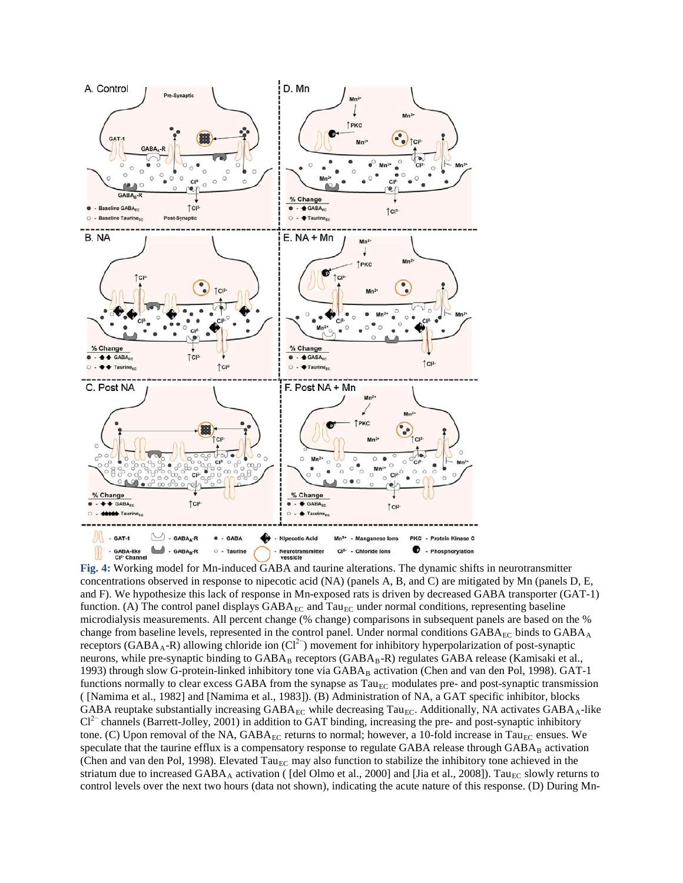**Fig. 4:** Working model for Mn-induced GABA and taurine alterations. The dynamic shifts in neurotransmitter concentrations observed in response to nipecotic acid (NA) (panels A, B, and C) are mitigated by Mn (panels D, E, and F). We hypothesize this lack of response in Mn-exposed rats is driven by decreased GABA transporter (GAT-1) function. (A) The control panel displays $GABA_{EC}$ and $Tau_{EC}$ under normal conditions, representing baseline microdialysis measurements. All percent change (% change) comparisons in subsequent panels are based on the % change from baseline levels, represented in the control panel. Under normal conditions $GABA_{EC}$ binds to $GABA_A$ receptors ($GABA_A$-R) allowing chloride ion ($Cl^{2-}$) movement for inhibitory hyperpolarization of post-synaptic neurons, while pre-synaptic binding to $GABA_B$ receptors ($GABA_B$-R) regulates GABA release (Kamisaki et al., 1993) through slow G-protein-linked inhibitory tone via $GABA_B$ activation (Chen and van den Pol, 1998). GAT-1 functions normally to clear excess GABA from the synapse as $Tau_{EC}$ modulates pre- and post-synaptic transmission ( [Namima et al., 1982] and [Namima et al., 1983]). (B) Administration of NA, a GAT specific inhibitor, blocks GABA reuptake substantially increasing $GABA_{EC}$ while decreasing $Tau_{EC}$. Additionally, NA activates $GABA_A$-like $Cl^{2-}$ channels (Barrett-Jolley, 2001) in addition to GAT binding, increasing the pre- and post-synaptic inhibitory tone. (C) Upon removal of the NA, $GABA_{EC}$ returns to normal; however, a 10-fold increase in $Tau_{EC}$ ensues. We speculate that the taurine efflux is a compensatory response to regulate GABA release through $GABA_B$ activation (Chen and van den Pol, 1998). Elevated $Tau_{EC}$ may also function to stabilize the inhibitory tone achieved in the striatum due to increased $GABA_A$ activation ( [del Olmo et al., 2000] and [Jia et al., 2008]). $Tau_{EC}$ slowly returns to control levels over the next two hours (data not shown), indicating the acute nature of this response. (D) During Mn-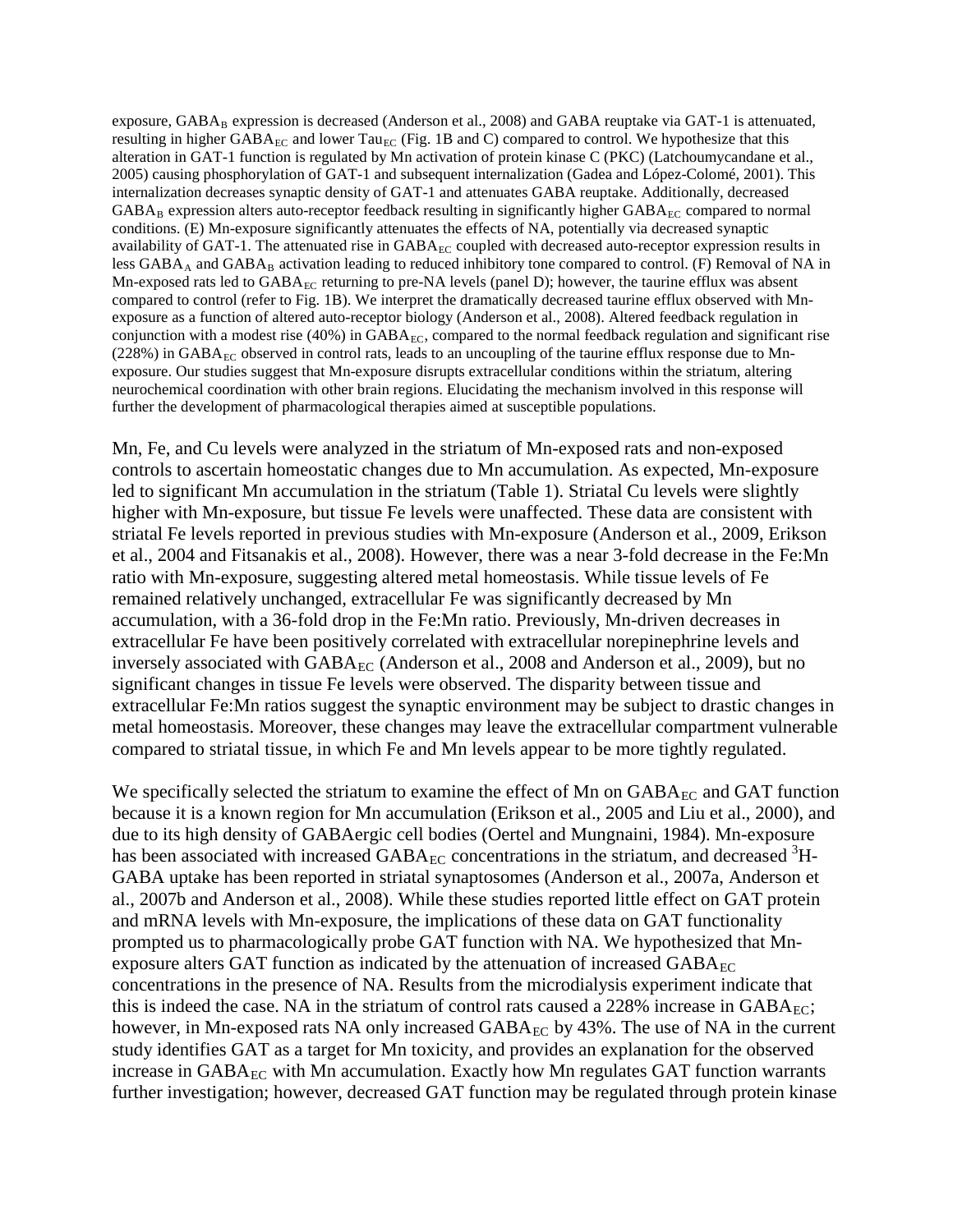exposure, $GABA_B$ expression is decreased (Anderson et al., 2008) and GABA reuptake via GAT-1 is attenuated, resulting in higher $GABA_{EC}$ and lower $Tau_{EC}$ (Fig. 1B and C) compared to control. We hypothesize that this alteration in GAT-1 function is regulated by Mn activation of protein kinase C (PKC) (Latchoumycandane et al., 2005) causing phosphorylation of GAT-1 and subsequent internalization (Gadea and López-Colomé, 2001). This internalization decreases synaptic density of GAT-1 and attenuates GABA reuptake. Additionally, decreased $GABA_B$ expression alters auto-receptor feedback resulting in significantly higher $GABA_{EC}$ compared to normal conditions. (E) Mn-exposure significantly attenuates the effects of NA, potentially via decreased synaptic availability of GAT-1. The attenuated rise in $GABA_{EC}$ coupled with decreased auto-receptor expression results in less $GABA_A$ and $GABA_B$ activation leading to reduced inhibitory tone compared to control. (F) Removal of NA in Mn-exposed rats led to $GABA_{EC}$ returning to pre-NA levels (panel D); however, the taurine efflux was absent compared to control (refer to Fig. 1B). We interpret the dramatically decreased taurine efflux observed with Mn-exposure as a function of altered auto-receptor biology (Anderson et al., 2008). Altered feedback regulation in conjunction with a modest rise (40%) in $GABA_{EC}$, compared to the normal feedback regulation and significant rise (228%) in $GABA_{EC}$ observed in control rats, leads to an uncoupling of the taurine efflux response due to Mn-exposure. Our studies suggest that Mn-exposure disrupts extracellular conditions within the striatum, altering neurochemical coordination with other brain regions. Elucidating the mechanism involved in this response will further the development of pharmacological therapies aimed at susceptible populations.

Mn, Fe, and Cu levels were analyzed in the striatum of Mn-exposed rats and non-exposed controls to ascertain homeostatic changes due to Mn accumulation. As expected, Mn-exposure led to significant Mn accumulation in the striatum (Table 1). Striatal Cu levels were slightly higher with Mn-exposure, but tissue Fe levels were unaffected. These data are consistent with striatal Fe levels reported in previous studies with Mn-exposure (Anderson et al., 2009, Erikson et al., 2004 and Fitsanakis et al., 2008). However, there was a near 3-fold decrease in the Fe:Mn ratio with Mn-exposure, suggesting altered metal homeostasis. While tissue levels of Fe remained relatively unchanged, extracellular Fe was significantly decreased by Mn accumulation, with a 36-fold drop in the Fe:Mn ratio. Previously, Mn-driven decreases in extracellular Fe have been positively correlated with extracellular norepinephrine levels and inversely associated with $GABA_{EC}$ (Anderson et al., 2008 and Anderson et al., 2009), but no significant changes in tissue Fe levels were observed. The disparity between tissue and extracellular Fe:Mn ratios suggest the synaptic environment may be subject to drastic changes in metal homeostasis. Moreover, these changes may leave the extracellular compartment vulnerable compared to striatal tissue, in which Fe and Mn levels appear to be more tightly regulated.

We specifically selected the striatum to examine the effect of Mn on $GABA_{EC}$ and GAT function because it is a known region for Mn accumulation (Erikson et al., 2005 and Liu et al., 2000), and due to its high density of GABAergic cell bodies (Oertel and Mungnaini, 1984). Mn-exposure has been associated with increased $GABA_{EC}$ concentrations in the striatum, and decreased $^3$H-GABA uptake has been reported in striatal synaptosomes (Anderson et al., 2007a, Anderson et al., 2007b and Anderson et al., 2008). While these studies reported little effect on GAT protein and mRNA levels with Mn-exposure, the implications of these data on GAT functionality prompted us to pharmacologically probe GAT function with NA. We hypothesized that Mn-exposure alters GAT function as indicated by the attenuation of increased $GABA_{EC}$ concentrations in the presence of NA. Results from the microdialysis experiment indicate that this is indeed the case. NA in the striatum of control rats caused a 228% increase in $GABA_{EC}$; however, in Mn-exposed rats NA only increased $GABA_{EC}$ by 43%. The use of NA in the current study identifies GAT as a target for Mn toxicity, and provides an explanation for the observed increase in $GABA_{EC}$ with Mn accumulation. Exactly how Mn regulates GAT function warrants further investigation; however, decreased GAT function may be regulated through protein kinase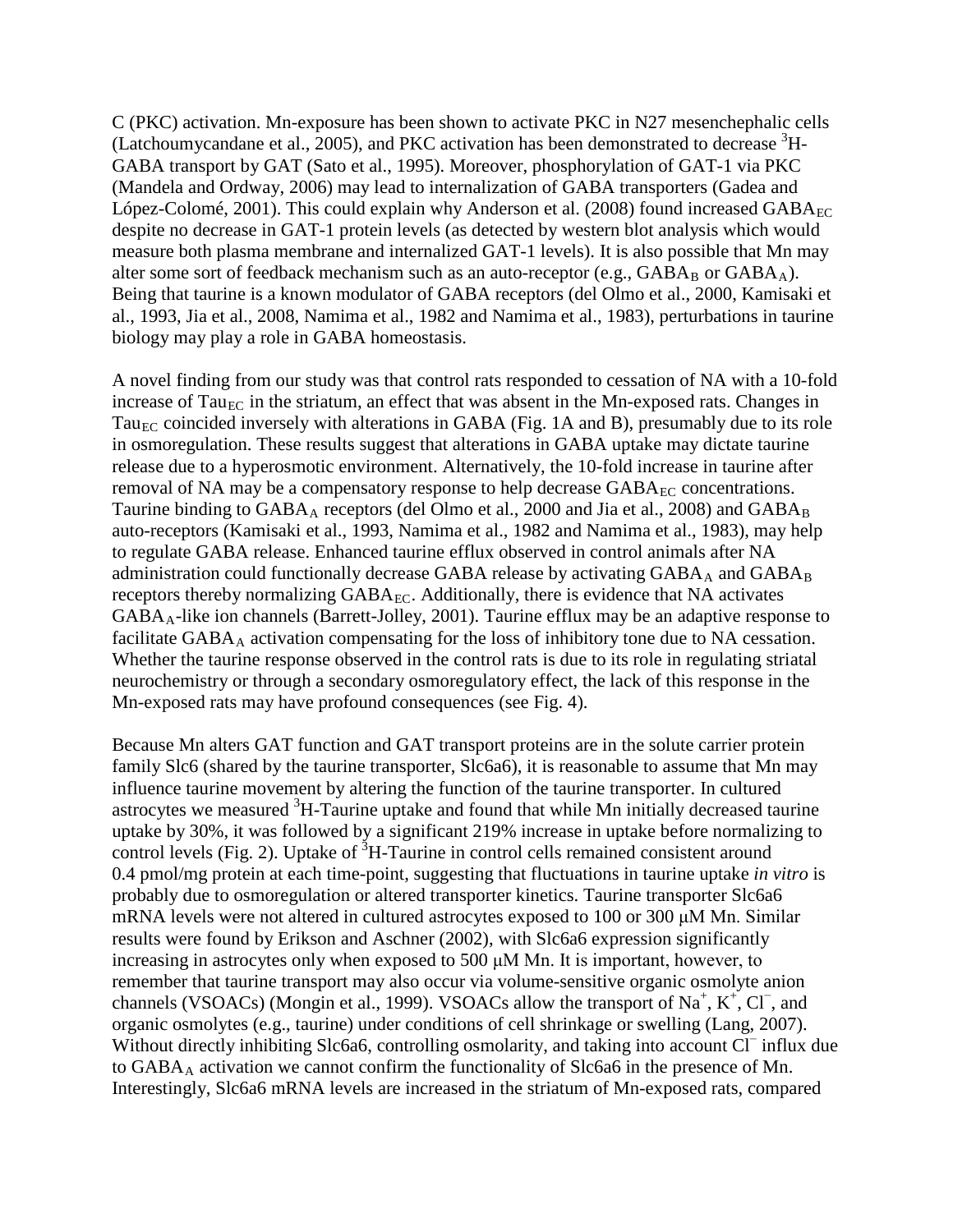C (PKC) activation. Mn-exposure has been shown to activate PKC in N27 mesenchephalic cells (Latchoumycandane et al., 2005), and PKC activation has been demonstrated to decrease $^{3}$H-GABA transport by GAT (Sato et al., 1995). Moreover, phosphorylation of GAT-1 via PKC (Mandela and Ordway, 2006) may lead to internalization of GABA transporters (Gadea and López-Colomé, 2001). This could explain why Anderson et al. (2008) found increased $GABA_{EC}$ despite no decrease in GAT-1 protein levels (as detected by western blot analysis which would measure both plasma membrane and internalized GAT-1 levels). It is also possible that Mn may alter some sort of feedback mechanism such as an auto-receptor (e.g., $GABA_B$ or $GABA_A$). Being that taurine is a known modulator of GABA receptors (del Olmo et al., 2000, Kamisaki et al., 1993, Jia et al., 2008, Namima et al., 1982 and Namima et al., 1983), perturbations in taurine biology may play a role in GABA homeostasis.

A novel finding from our study was that control rats responded to cessation of NA with a 10-fold increase of $Tau_{EC}$ in the striatum, an effect that was absent in the Mn-exposed rats. Changes in $Tau_{EC}$ coincided inversely with alterations in GABA (Fig. 1A and B), presumably due to its role in osmoregulation. These results suggest that alterations in GABA uptake may dictate taurine release due to a hyperosmotic environment. Alternatively, the 10-fold increase in taurine after removal of NA may be a compensatory response to help decrease $GABA_{EC}$ concentrations. Taurine binding to $GABA_A$ receptors (del Olmo et al., 2000 and Jia et al., 2008) and $GABA_B$ auto-receptors (Kamisaki et al., 1993, Namima et al., 1982 and Namima et al., 1983), may help to regulate GABA release. Enhanced taurine efflux observed in control animals after NA administration could functionally decrease GABA release by activating $GABA_A$ and $GABA_B$ receptors thereby normalizing $GABA_{EC}$. Additionally, there is evidence that NA activates $GABA_A$-like ion channels (Barrett-Jolley, 2001). Taurine efflux may be an adaptive response to facilitate $GABA_A$ activation compensating for the loss of inhibitory tone due to NA cessation. Whether the taurine response observed in the control rats is due to its role in regulating striatal neurochemistry or through a secondary osmoregulatory effect, the lack of this response in the Mn-exposed rats may have profound consequences (see Fig. 4).

Because Mn alters GAT function and GAT transport proteins are in the solute carrier protein family Slc6 (shared by the taurine transporter, Slc6a6), it is reasonable to assume that Mn may influence taurine movement by altering the function of the taurine transporter. In cultured astrocytes we measured $^{3}$H-Taurine uptake and found that while Mn initially decreased taurine uptake by 30%, it was followed by a significant 219% increase in uptake before normalizing to control levels (Fig. 2). Uptake of $^{3}$H-Taurine in control cells remained consistent around 0.4 pmol/mg protein at each time-point, suggesting that fluctuations in taurine uptake *in vitro* is probably due to osmoregulation or altered transporter kinetics. Taurine transporter Slc6a6 mRNA levels were not altered in cultured astrocytes exposed to 100 or 300 μM Mn. Similar results were found by Erikson and Aschner (2002), with Slc6a6 expression significantly increasing in astrocytes only when exposed to 500 μM Mn. It is important, however, to remember that taurine transport may also occur via volume-sensitive organic osmolyte anion channels (VSOACs) (Mongin et al., 1999). VSOACs allow the transport of $Na^+$, $K^+$, $Cl^-$, and organic osmolytes (e.g., taurine) under conditions of cell shrinkage or swelling (Lang, 2007). Without directly inhibiting Slc6a6, controlling osmolarity, and taking into account $Cl^-$ influx due to $GABA_A$ activation we cannot confirm the functionality of Slc6a6 in the presence of Mn. Interestingly, Slc6a6 mRNA levels are increased in the striatum of Mn-exposed rats, compared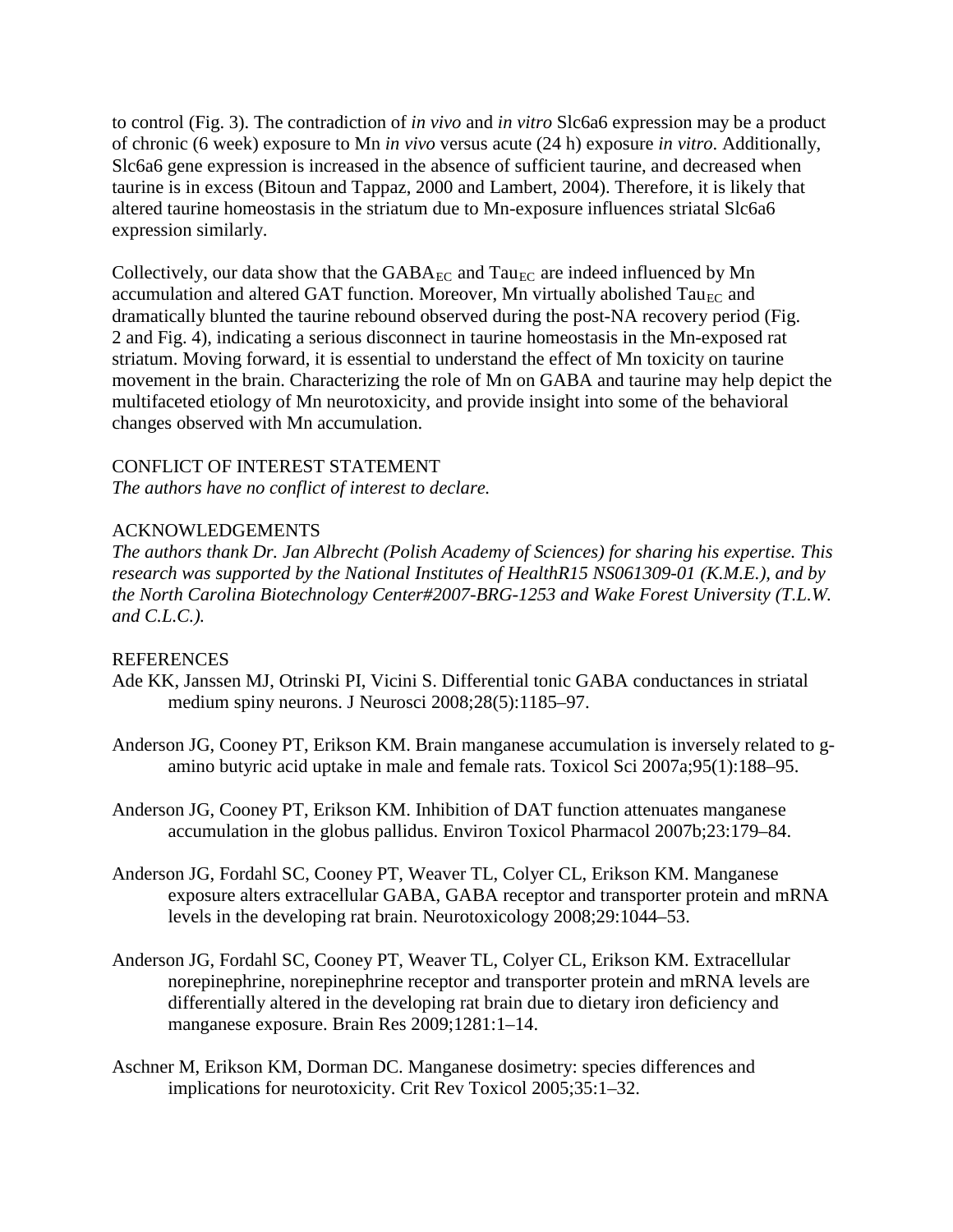to control (Fig. 3). The contradiction of *in vivo* and *in vitro* Slc6a6 expression may be a product of chronic (6 week) exposure to Mn *in vivo* versus acute (24 h) exposure *in vitro*. Additionally, Slc6a6 gene expression is increased in the absence of sufficient taurine, and decreased when taurine is in excess (Bitoun and Tappaz, 2000 and Lambert, 2004). Therefore, it is likely that altered taurine homeostasis in the striatum due to Mn-exposure influences striatal Slc6a6 expression similarly.

Collectively, our data show that the $GABA_{EC}$ and $Tau_{EC}$ are indeed influenced by Mn accumulation and altered GAT function. Moreover, Mn virtually abolished $Tau_{EC}$ and dramatically blunted the taurine rebound observed during the post-NA recovery period (Fig. 2 and Fig. 4), indicating a serious disconnect in taurine homeostasis in the Mn-exposed rat striatum. Moving forward, it is essential to understand the effect of Mn toxicity on taurine movement in the brain. Characterizing the role of Mn on GABA and taurine may help depict the multifaceted etiology of Mn neurotoxicity, and provide insight into some of the behavioral changes observed with Mn accumulation.

## CONFLICT OF INTEREST STATEMENT

*The authors have no conflict of interest to declare.*

## ACKNOWLEDGEMENTS

*The authors thank Dr. Jan Albrecht (Polish Academy of Sciences) for sharing his expertise. This research was supported by the National Institutes of HealthR15 NS061309-01 (K.M.E.), and by the North Carolina Biotechnology Center#2007-BRG-1253 and Wake Forest University (T.L.W. and C.L.C.).*

## REFERENCES

Ade KK, Janssen MJ, Otrinski PI, Vicini S. Differential tonic GABA conductances in striatal medium spiny neurons. J Neurosci 2008;28(5):1185–97.

Anderson JG, Cooney PT, Erikson KM. Brain manganese accumulation is inversely related to g-amino butyric acid uptake in male and female rats. Toxicol Sci 2007a;95(1):188–95.

Anderson JG, Cooney PT, Erikson KM. Inhibition of DAT function attenuates manganese accumulation in the globus pallidus. Environ Toxicol Pharmacol 2007b;23:179–84.

Anderson JG, Fordahl SC, Cooney PT, Weaver TL, Colyer CL, Erikson KM. Manganese exposure alters extracellular GABA, GABA receptor and transporter protein and mRNA levels in the developing rat brain. Neurotoxicology 2008;29:1044–53.

Anderson JG, Fordahl SC, Cooney PT, Weaver TL, Colyer CL, Erikson KM. Extracellular norepinephrine, norepinephrine receptor and transporter protein and mRNA levels are differentially altered in the developing rat brain due to dietary iron deficiency and manganese exposure. Brain Res 2009;1281:1–14.

Aschner M, Erikson KM, Dorman DC. Manganese dosimetry: species differences and implications for neurotoxicity. Crit Rev Toxicol 2005;35:1–32.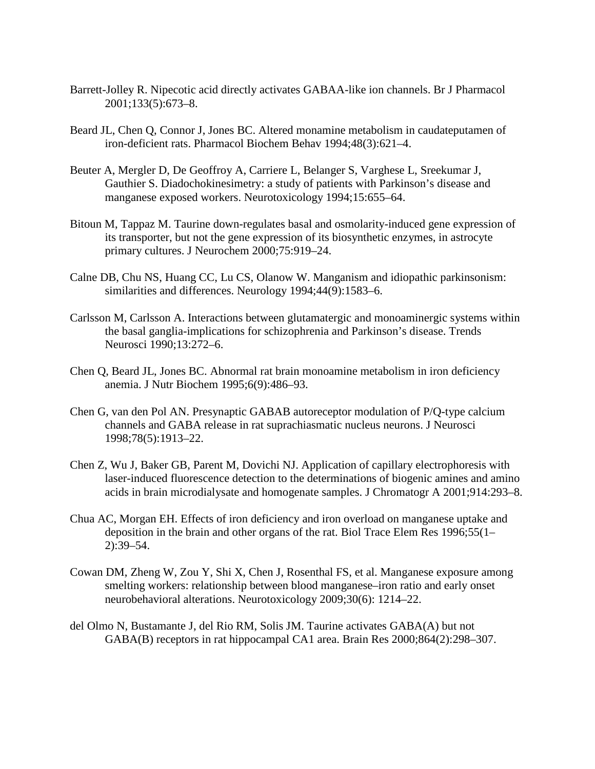Barrett-Jolley R. Nipecotic acid directly activates GABAA-like ion channels. Br J Pharmacol 2001;133(5):673–8.

Beard JL, Chen Q, Connor J, Jones BC. Altered monamine metabolism in caudateputamen of iron-deficient rats. Pharmacol Biochem Behav 1994;48(3):621–4.

Beuter A, Mergler D, De Geoffroy A, Carriere L, Belanger S, Varghese L, Sreekumar J, Gauthier S. Diadochokinesimetry: a study of patients with Parkinson's disease and manganese exposed workers. Neurotoxicology 1994;15:655–64.

Bitoun M, Tappaz M. Taurine down-regulates basal and osmolarity-induced gene expression of its transporter, but not the gene expression of its biosynthetic enzymes, in astrocyte primary cultures. J Neurochem 2000;75:919–24.

Calne DB, Chu NS, Huang CC, Lu CS, Olanow W. Manganism and idiopathic parkinsonism: similarities and differences. Neurology 1994;44(9):1583–6.

Carlsson M, Carlsson A. Interactions between glutamatergic and monoaminergic systems within the basal ganglia-implications for schizophrenia and Parkinson's disease. Trends Neurosci 1990;13:272–6.

Chen Q, Beard JL, Jones BC. Abnormal rat brain monoamine metabolism in iron deficiency anemia. J Nutr Biochem 1995;6(9):486–93.

Chen G, van den Pol AN. Presynaptic GABAB autoreceptor modulation of P/Q-type calcium channels and GABA release in rat suprachiasmatic nucleus neurons. J Neurosci 1998;78(5):1913–22.

Chen Z, Wu J, Baker GB, Parent M, Dovichi NJ. Application of capillary electrophoresis with laser-induced fluorescence detection to the determinations of biogenic amines and amino acids in brain microdialysate and homogenate samples. J Chromatogr A 2001;914:293–8.

Chua AC, Morgan EH. Effects of iron deficiency and iron overload on manganese uptake and deposition in the brain and other organs of the rat. Biol Trace Elem Res 1996;55(1–2):39–54.

Cowan DM, Zheng W, Zou Y, Shi X, Chen J, Rosenthal FS, et al. Manganese exposure among smelting workers: relationship between blood manganese–iron ratio and early onset neurobehavioral alterations. Neurotoxicology 2009;30(6): 1214–22.

del Olmo N, Bustamante J, del Rio RM, Solis JM. Taurine activates GABA(A) but not GABA(B) receptors in rat hippocampal CA1 area. Brain Res 2000;864(2):298–307.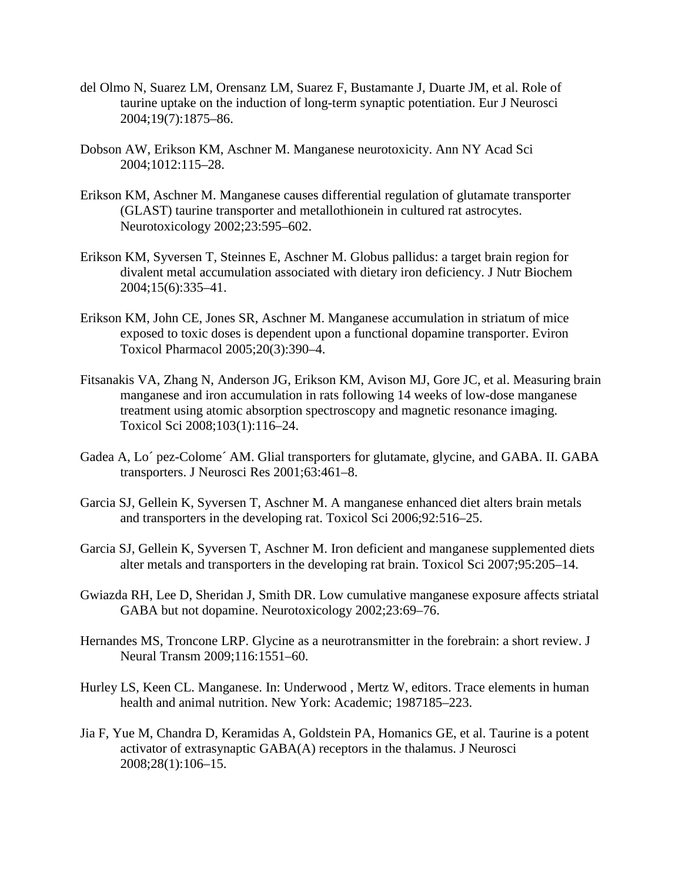del Olmo N, Suarez LM, Orensanz LM, Suarez F, Bustamante J, Duarte JM, et al. Role of taurine uptake on the induction of long-term synaptic potentiation. Eur J Neurosci 2004;19(7):1875–86.

Dobson AW, Erikson KM, Aschner M. Manganese neurotoxicity. Ann NY Acad Sci 2004;1012:115–28.

Erikson KM, Aschner M. Manganese causes differential regulation of glutamate transporter (GLAST) taurine transporter and metallothionein in cultured rat astrocytes. Neurotoxicology 2002;23:595–602.

Erikson KM, Syversen T, Steinnes E, Aschner M. Globus pallidus: a target brain region for divalent metal accumulation associated with dietary iron deficiency. J Nutr Biochem 2004;15(6):335–41.

Erikson KM, John CE, Jones SR, Aschner M. Manganese accumulation in striatum of mice exposed to toxic doses is dependent upon a functional dopamine transporter. Eviron Toxicol Pharmacol 2005;20(3):390–4.

Fitsanakis VA, Zhang N, Anderson JG, Erikson KM, Avison MJ, Gore JC, et al. Measuring brain manganese and iron accumulation in rats following 14 weeks of low-dose manganese treatment using atomic absorption spectroscopy and magnetic resonance imaging. Toxicol Sci 2008;103(1):116–24.

Gadea A, Lo´ pez-Colome´ AM. Glial transporters for glutamate, glycine, and GABA. II. GABA transporters. J Neurosci Res 2001;63:461–8.

Garcia SJ, Gellein K, Syversen T, Aschner M. A manganese enhanced diet alters brain metals and transporters in the developing rat. Toxicol Sci 2006;92:516–25.

Garcia SJ, Gellein K, Syversen T, Aschner M. Iron deficient and manganese supplemented diets alter metals and transporters in the developing rat brain. Toxicol Sci 2007;95:205–14.

Gwiazda RH, Lee D, Sheridan J, Smith DR. Low cumulative manganese exposure affects striatal GABA but not dopamine. Neurotoxicology 2002;23:69–76.

Hernandes MS, Troncone LRP. Glycine as a neurotransmitter in the forebrain: a short review. J Neural Transm 2009;116:1551–60.

Hurley LS, Keen CL. Manganese. In: Underwood , Mertz W, editors. Trace elements in human health and animal nutrition. New York: Academic; 1987185–223.

Jia F, Yue M, Chandra D, Keramidas A, Goldstein PA, Homanics GE, et al. Taurine is a potent activator of extrasynaptic GABA(A) receptors in the thalamus. J Neurosci 2008;28(1):106–15.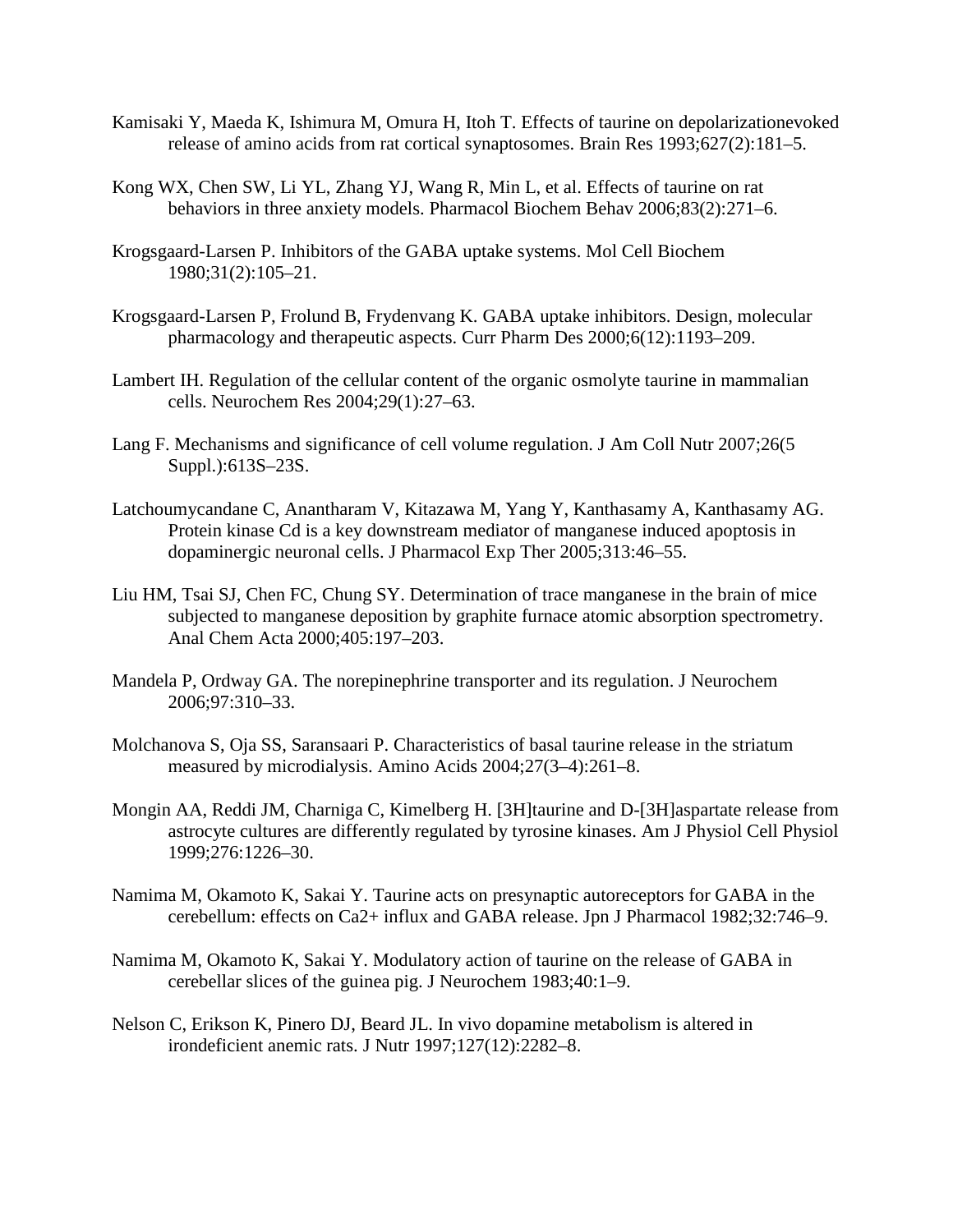Kamisaki Y, Maeda K, Ishimura M, Omura H, Itoh T. Effects of taurine on depolarizationevoked release of amino acids from rat cortical synaptosomes. Brain Res 1993;627(2):181–5.

Kong WX, Chen SW, Li YL, Zhang YJ, Wang R, Min L, et al. Effects of taurine on rat behaviors in three anxiety models. Pharmacol Biochem Behav 2006;83(2):271–6.

Krogsgaard-Larsen P. Inhibitors of the GABA uptake systems. Mol Cell Biochem 1980;31(2):105–21.

Krogsgaard-Larsen P, Frolund B, Frydenvang K. GABA uptake inhibitors. Design, molecular pharmacology and therapeutic aspects. Curr Pharm Des 2000;6(12):1193–209.

Lambert IH. Regulation of the cellular content of the organic osmolyte taurine in mammalian cells. Neurochem Res 2004;29(1):27–63.

Lang F. Mechanisms and significance of cell volume regulation. J Am Coll Nutr 2007;26(5 Suppl.):613S–23S.

Latchoumycandane C, Anantharam V, Kitazawa M, Yang Y, Kanthasamy A, Kanthasamy AG. Protein kinase Cd is a key downstream mediator of manganese induced apoptosis in dopaminergic neuronal cells. J Pharmacol Exp Ther 2005;313:46–55.

Liu HM, Tsai SJ, Chen FC, Chung SY. Determination of trace manganese in the brain of mice subjected to manganese deposition by graphite furnace atomic absorption spectrometry. Anal Chem Acta 2000;405:197–203.

Mandela P, Ordway GA. The norepinephrine transporter and its regulation. J Neurochem 2006;97:310–33.

Molchanova S, Oja SS, Saransaari P. Characteristics of basal taurine release in the striatum measured by microdialysis. Amino Acids 2004;27(3–4):261–8.

Mongin AA, Reddi JM, Charniga C, Kimelberg H. [3H]taurine and D-[3H]aspartate release from astrocyte cultures are differently regulated by tyrosine kinases. Am J Physiol Cell Physiol 1999;276:1226–30.

Namima M, Okamoto K, Sakai Y. Taurine acts on presynaptic autoreceptors for GABA in the cerebellum: effects on Ca2+ influx and GABA release. Jpn J Pharmacol 1982;32:746–9.

Namima M, Okamoto K, Sakai Y. Modulatory action of taurine on the release of GABA in cerebellar slices of the guinea pig. J Neurochem 1983;40:1–9.

Nelson C, Erikson K, Pinero DJ, Beard JL. In vivo dopamine metabolism is altered in irondeficient anemic rats. J Nutr 1997;127(12):2282–8.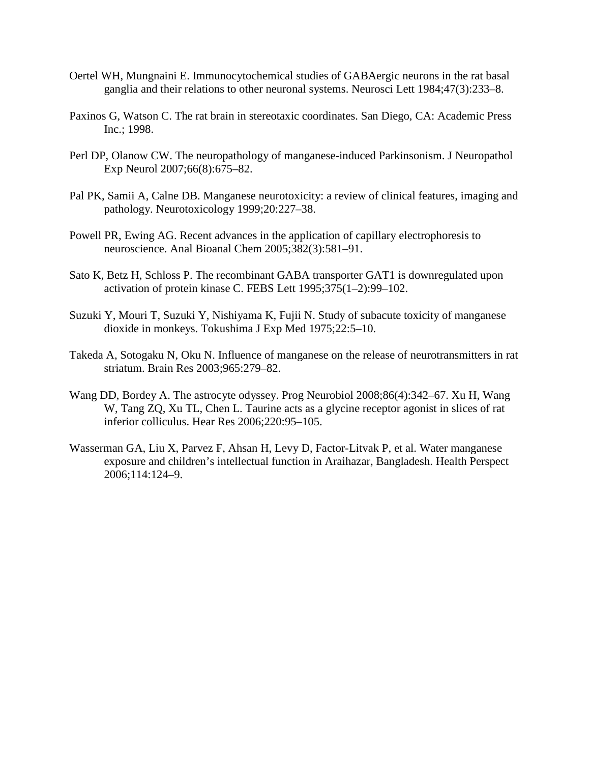Oertel WH, Mungnaini E. Immunocytochemical studies of GABAergic neurons in the rat basal ganglia and their relations to other neuronal systems. Neurosci Lett 1984;47(3):233–8.

Paxinos G, Watson C. The rat brain in stereotaxic coordinates. San Diego, CA: Academic Press Inc.; 1998.

Perl DP, Olanow CW. The neuropathology of manganese-induced Parkinsonism. J Neuropathol Exp Neurol 2007;66(8):675–82.

Pal PK, Samii A, Calne DB. Manganese neurotoxicity: a review of clinical features, imaging and pathology. Neurotoxicology 1999;20:227–38.

Powell PR, Ewing AG. Recent advances in the application of capillary electrophoresis to neuroscience. Anal Bioanal Chem 2005;382(3):581–91.

Sato K, Betz H, Schloss P. The recombinant GABA transporter GAT1 is downregulated upon activation of protein kinase C. FEBS Lett 1995;375(1–2):99–102.

Suzuki Y, Mouri T, Suzuki Y, Nishiyama K, Fujii N. Study of subacute toxicity of manganese dioxide in monkeys. Tokushima J Exp Med 1975;22:5–10.

Takeda A, Sotogaku N, Oku N. Influence of manganese on the release of neurotransmitters in rat striatum. Brain Res 2003;965:279–82.

Wang DD, Bordey A. The astrocyte odyssey. Prog Neurobiol 2008;86(4):342–67. Xu H, Wang W, Tang ZQ, Xu TL, Chen L. Taurine acts as a glycine receptor agonist in slices of rat inferior colliculus. Hear Res 2006;220:95–105.

Wasserman GA, Liu X, Parvez F, Ahsan H, Levy D, Factor-Litvak P, et al. Water manganese exposure and children's intellectual function in Araihazar, Bangladesh. Health Perspect 2006;114:124–9.